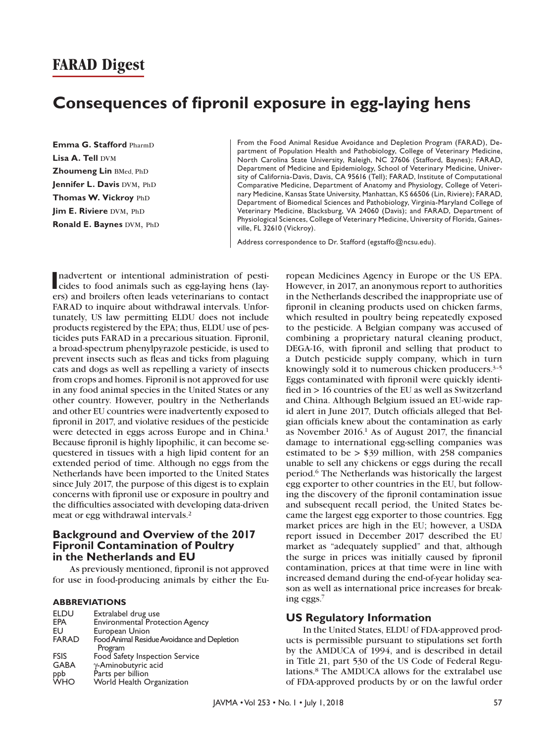# FARAD Digest

# Consequences of fipronil exposure in egg-laying hens

**Emma G. Stafford** PharmD
**Lisa A. Tell** DVM
**Zhoumeng Lin** BMed, PhD
**Jennifer L. Davis** DVM, PhD
**Thomas W. Vickroy** PhD
**Jim E. Riviere** DVM, PhD
**Ronald E. Baynes** DVM, PhD

From the Food Animal Residue Avoidance and Depletion Program (FARAD), Department of Population Health and Pathobiology, College of Veterinary Medicine, North Carolina State University, Raleigh, NC 27606 (Stafford, Baynes); FARAD, Department of Medicine and Epidemiology, School of Veterinary Medicine, University of California-Davis, Davis, CA 95616 (Tell); FARAD, Institute of Computational Comparative Medicine, Department of Anatomy and Physiology, College of Veterinary Medicine, Kansas State University, Manhattan, KS 66506 (Lin, Riviere); FARAD, Department of Biomedical Sciences and Pathobiology, Virginia-Maryland College of Veterinary Medicine, Blacksburg, VA 24060 (Davis); and FARAD, Department of Physiological Sciences, College of Veterinary Medicine, University of Florida, Gainesville, FL 32610 (Vickroy).

Address correspondence to Dr. Stafford (egstaffo@ncsu.edu).

Inadvertent or intentional administration of pesticides to food animals such as egg-laying hens (layers) and broilers often leads veterinarians to contact FARAD to inquire about withdrawal intervals. Unfortunately, US law permitting ELDU does not include products registered by the EPA; thus, ELDU use of pesticides puts FARAD in a precarious situation. Fipronil, a broad-spectrum phenylpyrazole pesticide, is used to prevent insects such as fleas and ticks from plaguing cats and dogs as well as repelling a variety of insects from crops and homes. Fipronil is not approved for use in any food animal species in the United States or any other country. However, poultry in the Netherlands and other EU countries were inadvertently exposed to fipronil in 2017, and violative residues of the pesticide were detected in eggs across Europe and in China.[1] Because fipronil is highly lipophilic, it can become sequestered in tissues with a high lipid content for an extended period of time. Although no eggs from the Netherlands have been imported to the United States since July 2017, the purpose of this digest is to explain concerns with fipronil use or exposure in poultry and the difficulties associated with developing data-driven meat or egg withdrawal intervals.[2]

## Background and Overview of the 2017 Fipronil Contamination of Poultry in the Netherlands and EU

As previously mentioned, fipronil is not approved for use in food-producing animals by either the European Medicines Agency in Europe or the US EPA. However, in 2017, an anonymous report to authorities in the Netherlands described the inappropriate use of fipronil in cleaning products used on chicken farms, which resulted in poultry being repeatedly exposed to the pesticide. A Belgian company was accused of combining a proprietary natural cleaning product, DEGA-16, with fipronil and selling that product to a Dutch pesticide supply company, which in turn knowingly sold it to numerous chicken producers.[3–5] Eggs contaminated with fipronil were quickly identified in > 16 countries of the EU as well as Switzerland and China. Although Belgium issued an EU-wide rapid alert in June 2017, Dutch officials alleged that Belgian officials knew about the contamination as early as November 2016.[1] As of August 2017, the financial damage to international egg-selling companies was estimated to be > $39 million, with 258 companies unable to sell any chickens or eggs during the recall period.[6] The Netherlands was historically the largest egg exporter to other countries in the EU, but following the discovery of the fipronil contamination issue and subsequent recall period, the United States became the largest egg exporter to those countries. Egg market prices are high in the EU; however, a USDA report issued in December 2017 described the EU market as "adequately supplied" and that, although the surge in prices was initially caused by fipronil contamination, prices at that time were in line with increased demand during the end-of-year holiday season as well as international price increases for breaking eggs.[7]

**ABBREVIATIONS**

| | |
|---|---|
| ELDU | Extralabel drug use |
| EPA | Environmental Protection Agency |
| EU | European Union |
| FARAD | Food Animal Residue Avoidance and Depletion Program |
| FSIS | Food Safety Inspection Service |
| GABA | γ-Aminobutyric acid |
| ppb | Parts per billion |
| WHO | World Health Organization |

## US Regulatory Information

In the United States, ELDU of FDA-approved products is permissible pursuant to stipulations set forth by the AMDUCA of 1994, and is described in detail in Title 21, part 530 of the US Code of Federal Regulations.[8] The AMDUCA allows for the extralabel use of FDA-approved products by or on the lawful order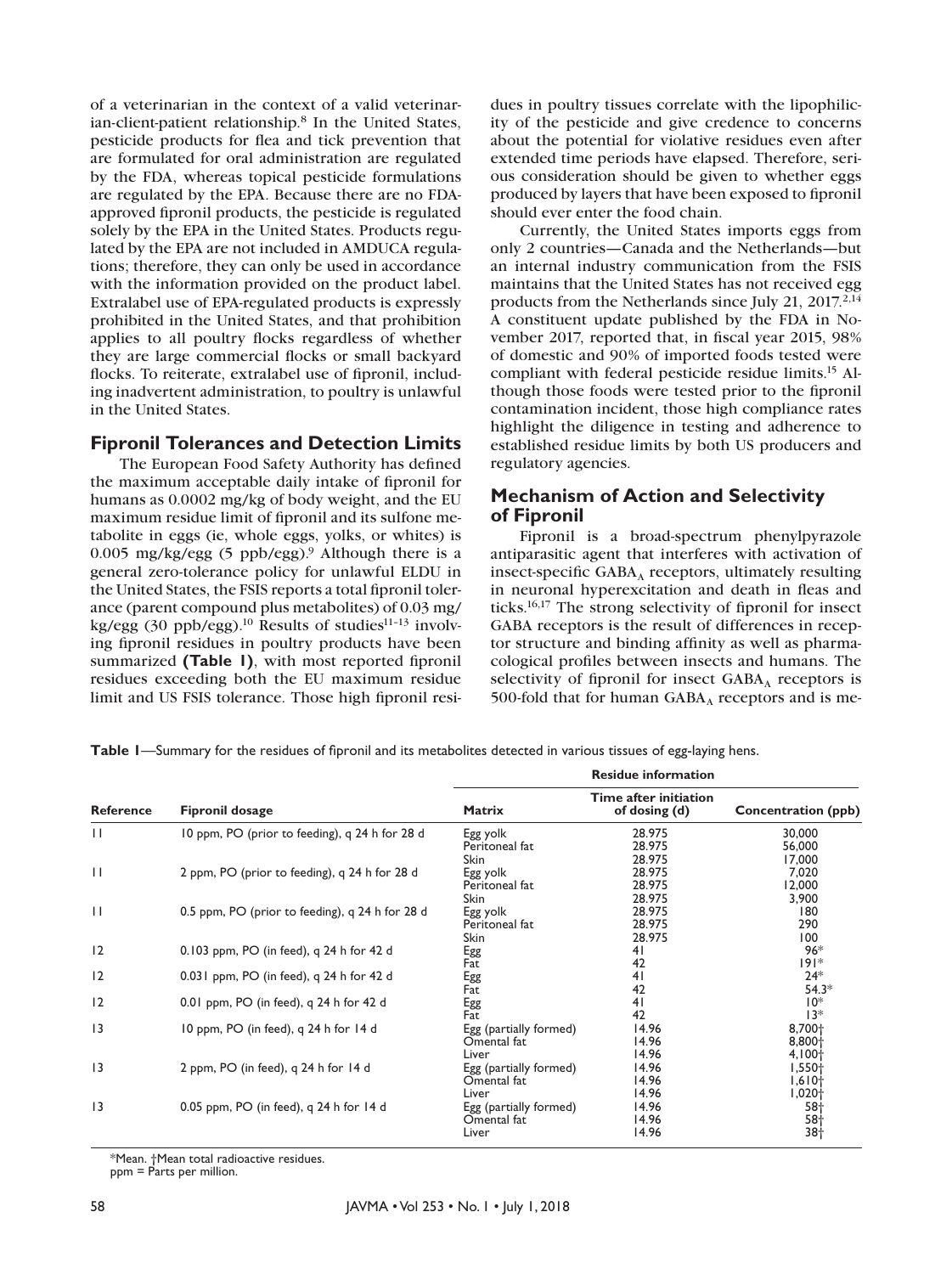of a veterinarian in the context of a valid veterinarian-client-patient relationship.[8] In the United States, pesticide products for flea and tick prevention that are formulated for oral administration are regulated by the FDA, whereas topical pesticide formulations are regulated by the EPA. Because there are no FDA-approved fipronil products, the pesticide is regulated solely by the EPA in the United States. Products regulated by the EPA are not included in AMDUCA regulations; therefore, they can only be used in accordance with the information provided on the product label. Extralabel use of EPA-regulated products is expressly prohibited in the United States, and that prohibition applies to all poultry flocks regardless of whether they are large commercial flocks or small backyard flocks. To reiterate, extralabel use of fipronil, including inadvertent administration, to poultry is unlawful in the United States.

## Fipronil Tolerances and Detection Limits

The European Food Safety Authority has defined the maximum acceptable daily intake of fipronil for humans as 0.0002 mg/kg of body weight, and the EU maximum residue limit of fipronil and its sulfone metabolite in eggs (ie, whole eggs, yolks, or whites) is 0.005 mg/kg/egg (5 ppb/egg).[9] Although there is a general zero-tolerance policy for unlawful ELDU in the United States, the FSIS reports a total fipronil tolerance (parent compound plus metabolites) of 0.03 mg/kg/egg (30 ppb/egg).[10] Results of studies[11–13] involving fipronil residues in poultry products have been summarized **(Table 1)**, with most reported fipronil residues exceeding both the EU maximum residue limit and US FSIS tolerance. Those high fipronil residues in poultry tissues correlate with the lipophilicity of the pesticide and give credence to concerns about the potential for violative residues even after extended time periods have elapsed. Therefore, serious consideration should be given to whether eggs produced by layers that have been exposed to fipronil should ever enter the food chain.

Currently, the United States imports eggs from only 2 countries—Canada and the Netherlands—but an internal industry communication from the FSIS maintains that the United States has not received egg products from the Netherlands since July 21, 2017.[2,14] A constituent update published by the FDA in November 2017, reported that, in fiscal year 2015, 98% of domestic and 90% of imported foods tested were compliant with federal pesticide residue limits.[15] Although those foods were tested prior to the fipronil contamination incident, those high compliance rates highlight the diligence in testing and adherence to established residue limits by both US producers and regulatory agencies.

## Mechanism of Action and Selectivity of Fipronil

Fipronil is a broad-spectrum phenylpyrazole antiparasitic agent that interferes with activation of insect-specific $GABA_A$ receptors, ultimately resulting in neuronal hyperexcitation and death in fleas and ticks.[16,17] The strong selectivity of fipronil for insect GABA receptors is the result of differences in receptor structure and binding affinity as well as pharmacological profiles between insects and humans. The selectivity of fipronil for insect $GABA_A$ receptors is 500-fold that for human $GABA_A$ receptors and is me-

**Table 1**—Summary for the residues of fipronil and its metabolites detected in various tissues of egg-laying hens.

| | | Residue information | | |
|---|---|---|---|---|
| Reference | Fipronil dosage | Matrix | Time after initiation of dosing (d) | Concentration (ppb) |
| 11 | 10 ppm, PO (prior to feeding), q 24 h for 28 d | Egg yolk | 28.975 | 30,000 |
| | | Peritoneal fat | 28.975 | 56,000 |
| | | Skin | 28.975 | 17,000 |
| 11 | 2 ppm, PO (prior to feeding), q 24 h for 28 d | Egg yolk | 28.975 | 7,020 |
| | | Peritoneal fat | 28.975 | 12,000 |
| | | Skin | 28.975 | 3,900 |
| 11 | 0.5 ppm, PO (prior to feeding), q 24 h for 28 d | Egg yolk | 28.975 | 180 |
| | | Peritoneal fat | 28.975 | 290 |
| | | Skin | 28.975 | 100 |
| 12 | 0.103 ppm, PO (in feed), q 24 h for 42 d | Egg | 41 | 96* |
| | | Fat | 42 | 191* |
| 12 | 0.031 ppm, PO (in feed), q 24 h for 42 d | Egg | 41 | 24* |
| | | Fat | 42 | 54.3* |
| 12 | 0.01 ppm, PO (in feed), q 24 h for 42 d | Egg | 41 | 10* |
| | | Fat | 42 | 13* |
| 13 | 10 ppm, PO (in feed), q 24 h for 14 d | Egg (partially formed) | 14.96 | 8,700† |
| | | Omental fat | 14.96 | 8,800† |
| | | Liver | 14.96 | 4,100† |
| 13 | 2 ppm, PO (in feed), q 24 h for 14 d | Egg (partially formed) | 14.96 | 1,550† |
| | | Omental fat | 14.96 | 1,610† |
| | | Liver | 14.96 | 1,020† |
| 13 | 0.05 ppm, PO (in feed), q 24 h for 14 d | Egg (partially formed) | 14.96 | 58† |
| | | Omental fat | 14.96 | 58† |
| | | Liver | 14.96 | 38† |

*Mean. †Mean total radioactive residues.
ppm = Parts per million.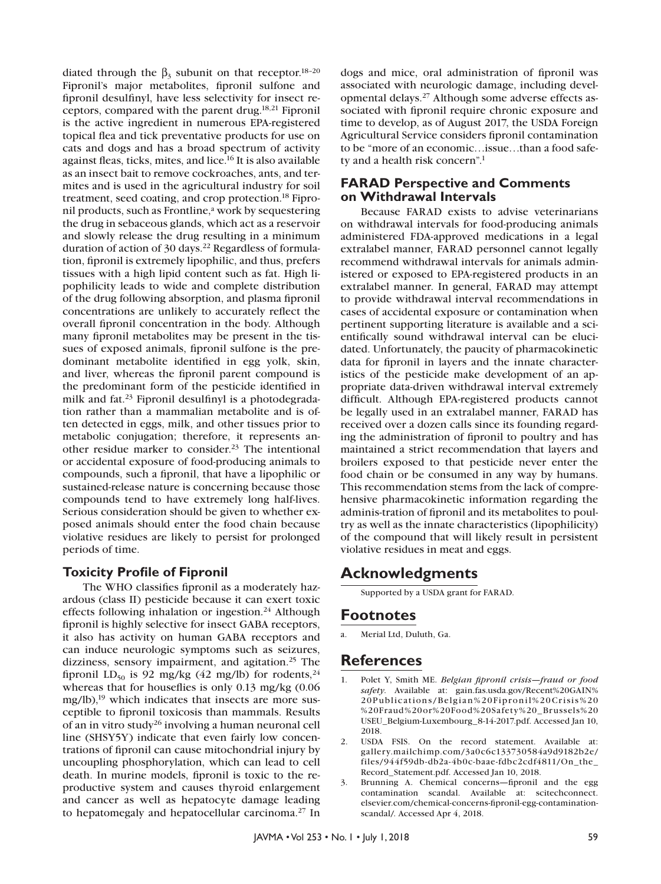diated through the $\beta_3$ subunit on that receptor.[18–20] Fipronil's major metabolites, fipronil sulfone and fipronil desulfinyl, have less selectivity for insect receptors, compared with the parent drug.[18,21] Fipronil is the active ingredient in numerous EPA-registered topical flea and tick preventative products for use on cats and dogs and has a broad spectrum of activity against fleas, ticks, mites, and lice.[16] It is also available as an insect bait to remove cockroaches, ants, and termites and is used in the agricultural industry for soil treatment, seed coating, and crop protection.[18] Fipronil products, such as Frontline,[a] work by sequestering the drug in sebaceous glands, which act as a reservoir and slowly release the drug resulting in a minimum duration of action of 30 days.[22] Regardless of formulation, fipronil is extremely lipophilic, and thus, prefers tissues with a high lipid content such as fat. High lipophilicity leads to wide and complete distribution of the drug following absorption, and plasma fipronil concentrations are unlikely to accurately reflect the overall fipronil concentration in the body. Although many fipronil metabolites may be present in the tissues of exposed animals, fipronil sulfone is the predominant metabolite identified in egg yolk, skin, and liver, whereas the fipronil parent compound is the predominant form of the pesticide identified in milk and fat.[23] Fipronil desulfinyl is a photodegradation rather than a mammalian metabolite and is often detected in eggs, milk, and other tissues prior to metabolic conjugation; therefore, it represents another residue marker to consider.[23] The intentional or accidental exposure of food-producing animals to compounds, such a fipronil, that have a lipophilic or sustained-release nature is concerning because those compounds tend to have extremely long half-lives. Serious consideration should be given to whether exposed animals should enter the food chain because violative residues are likely to persist for prolonged periods of time.

## Toxicity Profile of Fipronil

The WHO classifies fipronil as a moderately hazardous (class II) pesticide because it can exert toxic effects following inhalation or ingestion.[24] Although fipronil is highly selective for insect GABA receptors, it also has activity on human GABA receptors and can induce neurologic symptoms such as seizures, dizziness, sensory impairment, and agitation.[25] The fipronil $LD_{50}$ is 92 mg/kg (42 mg/lb) for rodents,[24] whereas that for houseflies is only 0.13 mg/kg (0.06 mg/lb),[19] which indicates that insects are more susceptible to fipronil toxicosis than mammals. Results of an in vitro study[26] involving a human neuronal cell line (SHSY5Y) indicate that even fairly low concentrations of fipronil can cause mitochondrial injury by uncoupling phosphorylation, which can lead to cell death. In murine models, fipronil is toxic to the reproductive system and causes thyroid enlargement and cancer as well as hepatocyte damage leading to hepatomegaly and hepatocellular carcinoma.[27] In dogs and mice, oral administration of fipronil was associated with neurologic damage, including developmental delays.[27] Although some adverse effects associated with fipronil require chronic exposure and time to develop, as of August 2017, the USDA Foreign Agricultural Service considers fipronil contamination to be "more of an economic…issue…than a food safety and a health risk concern".[1]

## FARAD Perspective and Comments on Withdrawal Intervals

Because FARAD exists to advise veterinarians on withdrawal intervals for food-producing animals administered FDA-approved medications in a legal extralabel manner, FARAD personnel cannot legally recommend withdrawal intervals for animals administered or exposed to EPA-registered products in an extralabel manner. In general, FARAD may attempt to provide withdrawal interval recommendations in cases of accidental exposure or contamination when pertinent supporting literature is available and a scientifically sound withdrawal interval can be elucidated. Unfortunately, the paucity of pharmacokinetic data for fipronil in layers and the innate characteristics of the pesticide make development of an appropriate data-driven withdrawal interval extremely difficult. Although EPA-registered products cannot be legally used in an extralabel manner, FARAD has received over a dozen calls since its founding regarding the administration of fipronil to poultry and has maintained a strict recommendation that layers and broilers exposed to that pesticide never enter the food chain or be consumed in any way by humans. This recommendation stems from the lack of comprehensive pharmacokinetic information regarding the adminis-tration of fipronil and its metabolites to poultry as well as the innate characteristics (lipophilicity) of the compound that will likely result in persistent violative residues in meat and eggs.

# Acknowledgments

Supported by a USDA grant for FARAD.

# Footnotes

a. Merial Ltd, Duluth, Ga.

# References

1. Polet Y, Smith ME. *Belgian fipronil crisis—fraud or food safety.* Available at: gain.fas.usda.gov/Recent%20GAIN%20Publications/Belgian%20Fipronil%20Crisis%20%20Fraud%20or%20Food%20Safety%20_Brussels%20USEU_Belgium-Luxembourg_8-14-2017.pdf. Accessed Jan 10, 2018.
2. USDA FSIS. On the record statement. Available at: gallery.mailchimp.com/3a0c6c133730584a9d9182b2e/files/944f59db-db2a-4b0c-baae-fdbc2cdf4811/On_the_Record_Statement.pdf. Accessed Jan 10, 2018.
3. Brunning A. Chemical concerns—fipronil and the egg contamination scandal. Available at: scitechconnect.elsevier.com/chemical-concerns-fipronil-egg-contamination-scandal/. Accessed Apr 4, 2018.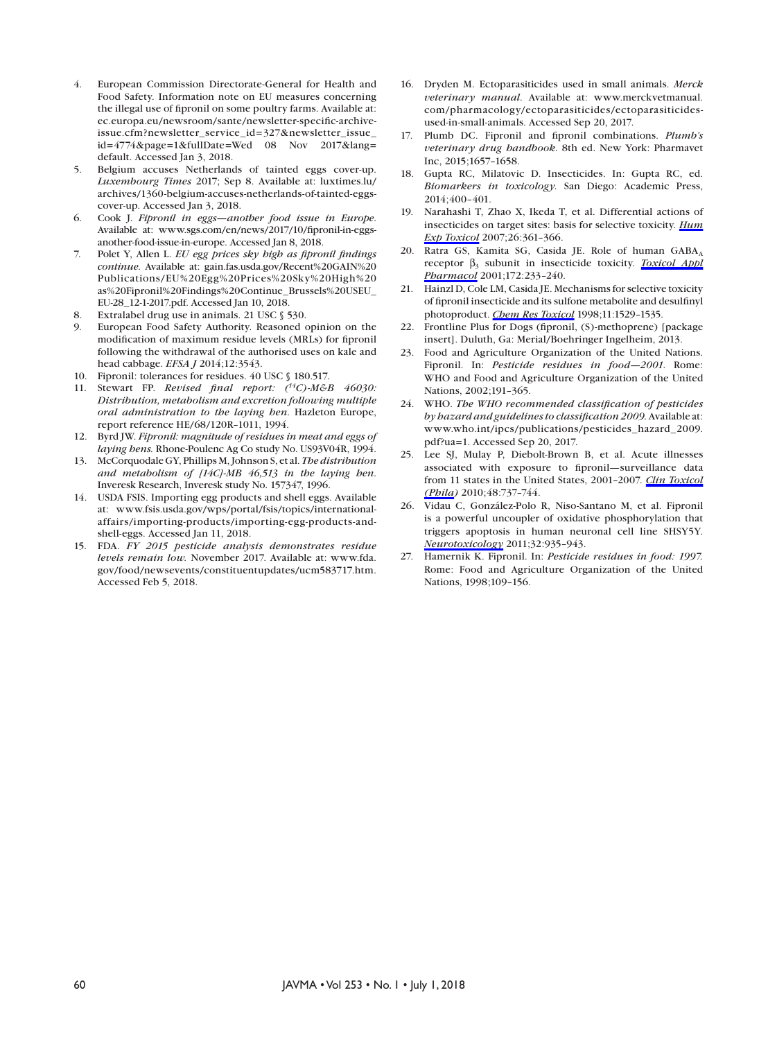4. European Commission Directorate-General for Health and Food Safety. Information note on EU measures concerning the illegal use of fipronil on some poultry farms. Available at: ec.europa.eu/newsroom/sante/newsletter-specific-archive-issue.cfm?newsletter_service_id=327&newsletter_issue_id=4774&page=1&fullDate=Wed 08 Nov 2017&lang=default. Accessed Jan 3, 2018.
5. Belgium accuses Netherlands of tainted eggs cover-up. *Luxembourg Times* 2017; Sep 8. Available at: luxtimes.lu/archives/1360-belgium-accuses-netherlands-of-tainted-eggs-cover-up. Accessed Jan 3, 2018.
6. Cook J. *Fipronil in eggs—another food issue in Europe*. Available at: www.sgs.com/en/news/2017/10/fipronil-in-eggs-another-food-issue-in-europe. Accessed Jan 8, 2018.
7. Polet Y, Allen L. *EU egg prices sky high as fipronil findings continue*. Available at: gain.fas.usda.gov/Recent%20GAIN%20Publications/EU%20Egg%20Prices%20Sky%20High%20as%20Fipronil%20Findings%20Continue_Brussels%20USEU_EU-28_12-1-2017.pdf. Accessed Jan 10, 2018.
8. Extralabel drug use in animals. 21 USC § 530.
9. European Food Safety Authority. Reasoned opinion on the modification of maximum residue levels (MRLs) for fipronil following the withdrawal of the authorised uses on kale and head cabbage. *EFSA J* 2014;12:3543.
10. Fipronil: tolerances for residues. 40 USC § 180.517.
11. Stewart FP. *Revised final report: ($^{14}$C)-M&B 46030: Distribution, metabolism and excretion following multiple oral administration to the laying hen*. Hazleton Europe, report reference HE/68/120R-1011, 1994.
12. Byrd JW. *Fipronil: magnitude of residues in meat and eggs of laying hens*. Rhone-Poulenc Ag Co study No. US93V04R, 1994.
13. McCorquodale GY, Phillips M, Johnson S, et al. *The distribution and metabolism of [14C]-MB 46,513 in the laying hen*. Inveresk Research, Inveresk study No. 157347, 1996.
14. USDA FSIS. Importing egg products and shell eggs. Available at: www.fsis.usda.gov/wps/portal/fsis/topics/international-affairs/importing-products/importing-egg-products-and-shell-eggs. Accessed Jan 11, 2018.
15. FDA. *FY 2015 pesticide analysis demonstrates residue levels remain low*. November 2017. Available at: www.fda.gov/food/newsevents/constituentupdates/ucm583717.htm. Accessed Feb 5, 2018.
16. Dryden M. Ectoparasiticides used in small animals. *Merck veterinary manual*. Available at: www.merckvetmanual.com/pharmacology/ectoparasiticides/ectoparasiticides-used-in-small-animals. Accessed Sep 20, 2017.
17. Plumb DC. Fipronil and fipronil combinations. *Plumb's veterinary drug handbook*. 8th ed. New York: Pharmavet Inc, 2015;1657–1658.
18. Gupta RC, Milatovic D. Insecticides. In: Gupta RC, ed. *Biomarkers in toxicology*. San Diego: Academic Press, 2014;400–401.
19. Narahashi T, Zhao X, Ikeda T, et al. Differential actions of insecticides on target sites: basis for selective toxicity. *Hum Exp Toxicol* 2007;26:361–366.
20. Ratra GS, Kamita SG, Casida JE. Role of human $GABA_A$ receptor $\beta_3$ subunit in insecticide toxicity. *Toxicol Appl Pharmacol* 2001;172:233–240.
21. Hainzl D, Cole LM, Casida JE. Mechanisms for selective toxicity of fipronil insecticide and its sulfone metabolite and desulfinyl photoproduct. *Chem Res Toxicol* 1998;11:1529–1535.
22. Frontline Plus for Dogs (fipronil, (S)-methoprene) [package insert]. Duluth, Ga: Merial/Boehringer Ingelheim, 2013.
23. Food and Agriculture Organization of the United Nations. Fipronil. In: *Pesticide residues in food—2001*. Rome: WHO and Food and Agriculture Organization of the United Nations, 2002;191–365.
24. WHO. *The WHO recommended classification of pesticides by hazard and guidelines to classification 2009*. Available at: www.who.int/ipcs/publications/pesticides_hazard_2009.pdf?ua=1. Accessed Sep 20, 2017.
25. Lee SJ, Mulay P, Diebolt-Brown B, et al. Acute illnesses associated with exposure to fipronil—surveillance data from 11 states in the United States, 2001–2007. *Clin Toxicol (Phila)* 2010;48:737–744.
26. Vidau C, González-Polo R, Niso-Santano M, et al. Fipronil is a powerful uncoupler of oxidative phosphorylation that triggers apoptosis in human neuronal cell line SHSY5Y. *Neurotoxicology* 2011;32:935–943.
27. Hamernik K. Fipronil. In: *Pesticide residues in food: 1997*. Rome: Food and Agriculture Organization of the United Nations, 1998;109–156.